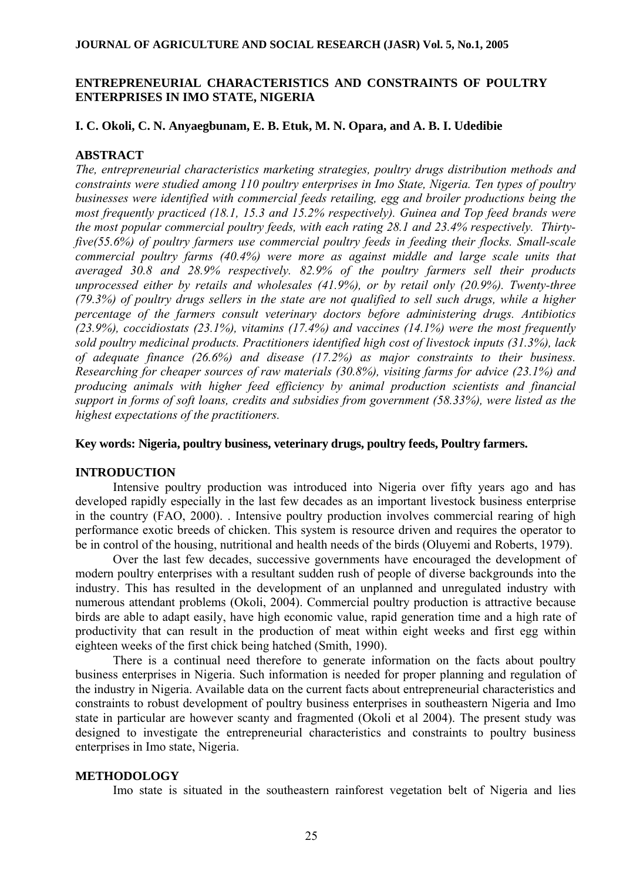# ENTREPRENEURIAL CHARACTERISTICS AND CONSTRAINTS OF POULTRY ENTERPRISES IN IMO STATE, NIGERIA

**I. C. Okoli, C. N. Anyaegbunam, E. B. Etuk, M. N. Opara, and A. B. I. Udedibie**

## ABSTRACT

*The, entrepreneurial characteristics marketing strategies, poultry drugs distribution methods and constraints were studied among 110 poultry enterprises in Imo State, Nigeria. Ten types of poultry businesses were identified with commercial feeds retailing, egg and broiler productions being the most frequently practiced (18.1, 15.3 and 15.2% respectively). Guinea and Top feed brands were the most popular commercial poultry feeds, with each rating 28.1 and 23.4% respectively. Thirty-five(55.6%) of poultry farmers use commercial poultry feeds in feeding their flocks. Small-scale commercial poultry farms (40.4%) were more as against middle and large scale units that averaged 30.8 and 28.9% respectively. 82.9% of the poultry farmers sell their products unprocessed either by retails and wholesales (41.9%), or by retail only (20.9%). Twenty-three (79.3%) of poultry drugs sellers in the state are not qualified to sell such drugs, while a higher percentage of the farmers consult veterinary doctors before administering drugs. Antibiotics (23.9%), coccidiostats (23.1%), vitamins (17.4%) and vaccines (14.1%) were the most frequently sold poultry medicinal products. Practitioners identified high cost of livestock inputs (31.3%), lack of adequate finance (26.6%) and disease (17.2%) as major constraints to their business. Researching for cheaper sources of raw materials (30.8%), visiting farms for advice (23.1%) and producing animals with higher feed efficiency by animal production scientists and financial support in forms of soft loans, credits and subsidies from government (58.33%), were listed as the highest expectations of the practitioners.*

**Key words: Nigeria, poultry business, veterinary drugs, poultry feeds, Poultry farmers.**

## INTRODUCTION

Intensive poultry production was introduced into Nigeria over fifty years ago and has developed rapidly especially in the last few decades as an important livestock business enterprise in the country (FAO, 2000). . Intensive poultry production involves commercial rearing of high performance exotic breeds of chicken. This system is resource driven and requires the operator to be in control of the housing, nutritional and health needs of the birds (Oluyemi and Roberts, 1979).

Over the last few decades, successive governments have encouraged the development of modern poultry enterprises with a resultant sudden rush of people of diverse backgrounds into the industry. This has resulted in the development of an unplanned and unregulated industry with numerous attendant problems (Okoli, 2004). Commercial poultry production is attractive because birds are able to adapt easily, have high economic value, rapid generation time and a high rate of productivity that can result in the production of meat within eight weeks and first egg within eighteen weeks of the first chick being hatched (Smith, 1990).

There is a continual need therefore to generate information on the facts about poultry business enterprises in Nigeria. Such information is needed for proper planning and regulation of the industry in Nigeria. Available data on the current facts about entrepreneurial characteristics and constraints to robust development of poultry business enterprises in southeastern Nigeria and Imo state in particular are however scanty and fragmented (Okoli et al 2004). The present study was designed to investigate the entrepreneurial characteristics and constraints to poultry business enterprises in Imo state, Nigeria.

## METHODOLOGY

Imo state is situated in the southeastern rainforest vegetation belt of Nigeria and lies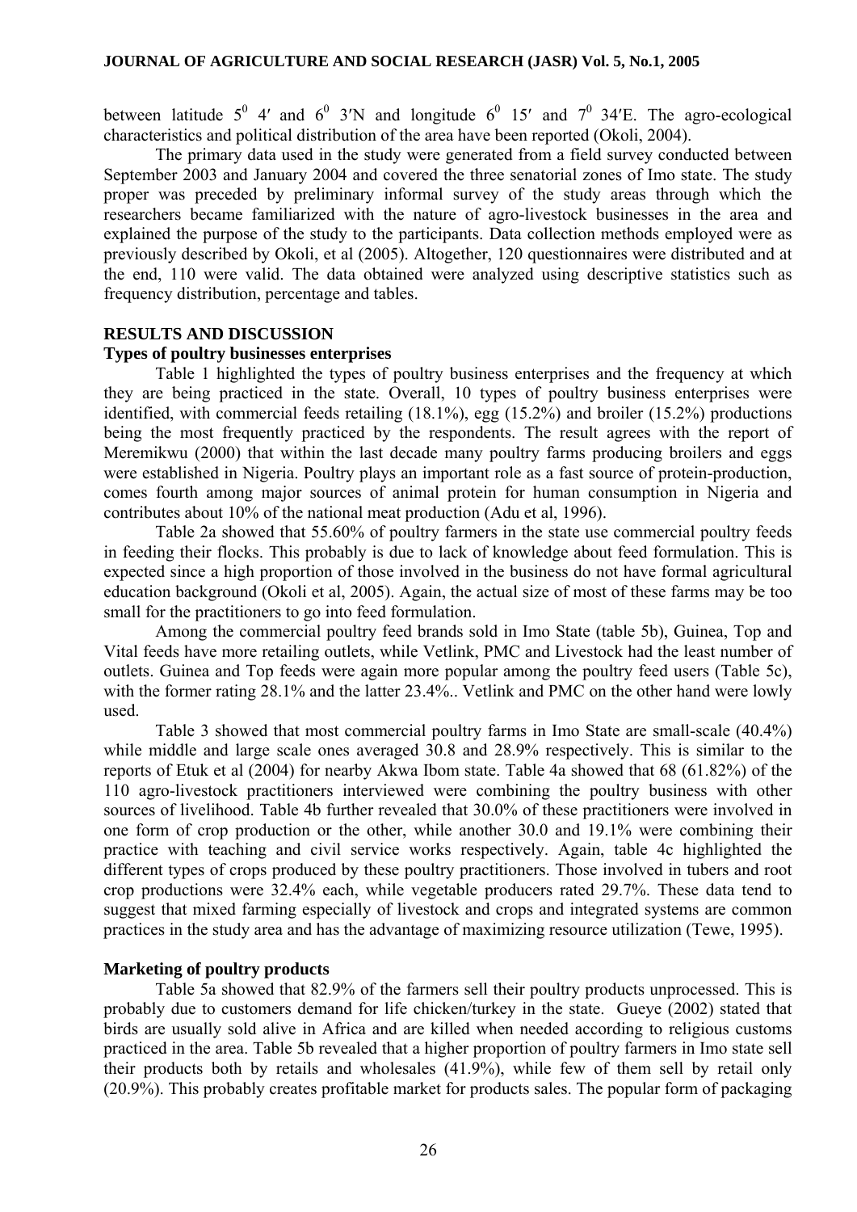between latitude $5^0$ 4′ and $6^0$ 3′N and longitude $6^0$ 15′ and $7^0$ 34′E. The agro-ecological characteristics and political distribution of the area have been reported (Okoli, 2004).

The primary data used in the study were generated from a field survey conducted between September 2003 and January 2004 and covered the three senatorial zones of Imo state. The study proper was preceded by preliminary informal survey of the study areas through which the researchers became familiarized with the nature of agro-livestock businesses in the area and explained the purpose of the study to the participants. Data collection methods employed were as previously described by Okoli, et al (2005). Altogether, 120 questionnaires were distributed and at the end, 110 were valid. The data obtained were analyzed using descriptive statistics such as frequency distribution, percentage and tables.

## RESULTS AND DISCUSSION

### Types of poultry businesses enterprises

Table 1 highlighted the types of poultry business enterprises and the frequency at which they are being practiced in the state. Overall, 10 types of poultry business enterprises were identified, with commercial feeds retailing (18.1%), egg (15.2%) and broiler (15.2%) productions being the most frequently practiced by the respondents. The result agrees with the report of Meremikwu (2000) that within the last decade many poultry farms producing broilers and eggs were established in Nigeria. Poultry plays an important role as a fast source of protein-production, comes fourth among major sources of animal protein for human consumption in Nigeria and contributes about 10% of the national meat production (Adu et al, 1996).

Table 2a showed that 55.60% of poultry farmers in the state use commercial poultry feeds in feeding their flocks. This probably is due to lack of knowledge about feed formulation. This is expected since a high proportion of those involved in the business do not have formal agricultural education background (Okoli et al, 2005). Again, the actual size of most of these farms may be too small for the practitioners to go into feed formulation.

Among the commercial poultry feed brands sold in Imo State (table 5b), Guinea, Top and Vital feeds have more retailing outlets, while Vetlink, PMC and Livestock had the least number of outlets. Guinea and Top feeds were again more popular among the poultry feed users (Table 5c), with the former rating 28.1% and the latter 23.4%.. Vetlink and PMC on the other hand were lowly used.

Table 3 showed that most commercial poultry farms in Imo State are small-scale (40.4%) while middle and large scale ones averaged 30.8 and 28.9% respectively. This is similar to the reports of Etuk et al (2004) for nearby Akwa Ibom state. Table 4a showed that 68 (61.82%) of the 110 agro-livestock practitioners interviewed were combining the poultry business with other sources of livelihood. Table 4b further revealed that 30.0% of these practitioners were involved in one form of crop production or the other, while another 30.0 and 19.1% were combining their practice with teaching and civil service works respectively. Again, table 4c highlighted the different types of crops produced by these poultry practitioners. Those involved in tubers and root crop productions were 32.4% each, while vegetable producers rated 29.7%. These data tend to suggest that mixed farming especially of livestock and crops and integrated systems are common practices in the study area and has the advantage of maximizing resource utilization (Tewe, 1995).

### Marketing of poultry products

Table 5a showed that 82.9% of the farmers sell their poultry products unprocessed. This is probably due to customers demand for life chicken/turkey in the state. Gueye (2002) stated that birds are usually sold alive in Africa and are killed when needed according to religious customs practiced in the area. Table 5b revealed that a higher proportion of poultry farmers in Imo state sell their products both by retails and wholesales (41.9%), while few of them sell by retail only (20.9%). This probably creates profitable market for products sales. The popular form of packaging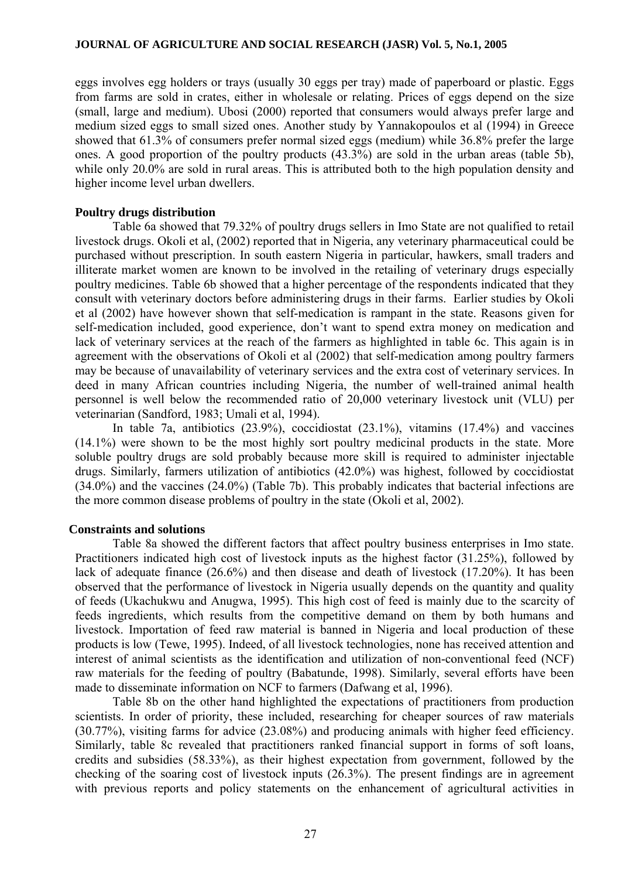eggs involves egg holders or trays (usually 30 eggs per tray) made of paperboard or plastic. Eggs from farms are sold in crates, either in wholesale or relating. Prices of eggs depend on the size (small, large and medium). Ubosi (2000) reported that consumers would always prefer large and medium sized eggs to small sized ones. Another study by Yannakopoulos et al (1994) in Greece showed that 61.3% of consumers prefer normal sized eggs (medium) while 36.8% prefer the large ones. A good proportion of the poultry products (43.3%) are sold in the urban areas (table 5b), while only 20.0% are sold in rural areas. This is attributed both to the high population density and higher income level urban dwellers.

### Poultry drugs distribution

Table 6a showed that 79.32% of poultry drugs sellers in Imo State are not qualified to retail livestock drugs. Okoli et al, (2002) reported that in Nigeria, any veterinary pharmaceutical could be purchased without prescription. In south eastern Nigeria in particular, hawkers, small traders and illiterate market women are known to be involved in the retailing of veterinary drugs especially poultry medicines. Table 6b showed that a higher percentage of the respondents indicated that they consult with veterinary doctors before administering drugs in their farms. Earlier studies by Okoli et al (2002) have however shown that self-medication is rampant in the state. Reasons given for self-medication included, good experience, don't want to spend extra money on medication and lack of veterinary services at the reach of the farmers as highlighted in table 6c. This again is in agreement with the observations of Okoli et al (2002) that self-medication among poultry farmers may be because of unavailability of veterinary services and the extra cost of veterinary services. In deed in many African countries including Nigeria, the number of well-trained animal health personnel is well below the recommended ratio of 20,000 veterinary livestock unit (VLU) per veterinarian (Sandford, 1983; Umali et al, 1994).

In table 7a, antibiotics (23.9%), coccidiostat (23.1%), vitamins (17.4%) and vaccines (14.1%) were shown to be the most highly sort poultry medicinal products in the state. More soluble poultry drugs are sold probably because more skill is required to administer injectable drugs. Similarly, farmers utilization of antibiotics (42.0%) was highest, followed by coccidiostat (34.0%) and the vaccines (24.0%) (Table 7b). This probably indicates that bacterial infections are the more common disease problems of poultry in the state (Okoli et al, 2002).

### Constraints and solutions

Table 8a showed the different factors that affect poultry business enterprises in Imo state. Practitioners indicated high cost of livestock inputs as the highest factor (31.25%), followed by lack of adequate finance (26.6%) and then disease and death of livestock (17.20%). It has been observed that the performance of livestock in Nigeria usually depends on the quantity and quality of feeds (Ukachukwu and Anugwa, 1995). This high cost of feed is mainly due to the scarcity of feeds ingredients, which results from the competitive demand on them by both humans and livestock. Importation of feed raw material is banned in Nigeria and local production of these products is low (Tewe, 1995). Indeed, of all livestock technologies, none has received attention and interest of animal scientists as the identification and utilization of non-conventional feed (NCF) raw materials for the feeding of poultry (Babatunde, 1998). Similarly, several efforts have been made to disseminate information on NCF to farmers (Dafwang et al, 1996).

Table 8b on the other hand highlighted the expectations of practitioners from production scientists. In order of priority, these included, researching for cheaper sources of raw materials (30.77%), visiting farms for advice (23.08%) and producing animals with higher feed efficiency. Similarly, table 8c revealed that practitioners ranked financial support in forms of soft loans, credits and subsidies (58.33%), as their highest expectation from government, followed by the checking of the soaring cost of livestock inputs (26.3%). The present findings are in agreement with previous reports and policy statements on the enhancement of agricultural activities in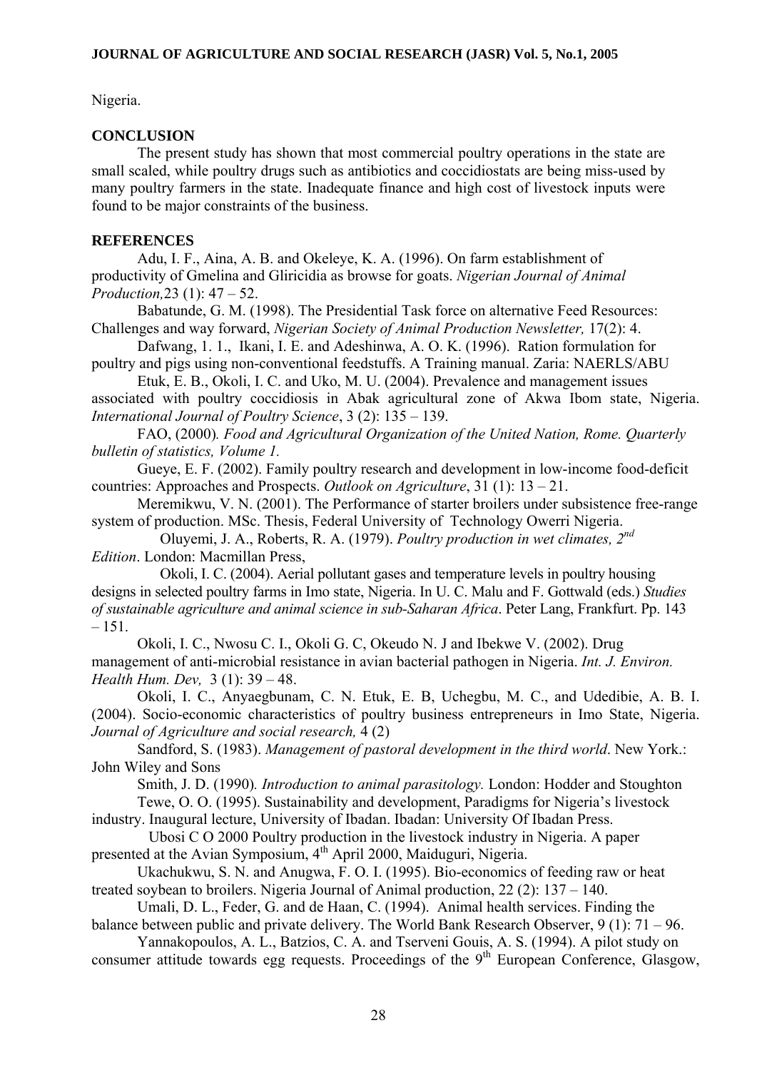Nigeria.

## CONCLUSION

The present study has shown that most commercial poultry operations in the state are small scaled, while poultry drugs such as antibiotics and coccidiostats are being miss-used by many poultry farmers in the state. Inadequate finance and high cost of livestock inputs were found to be major constraints of the business.

## REFERENCES

Adu, I. F., Aina, A. B. and Okeleye, K. A. (1996). On farm establishment of productivity of Gmelina and Gliricidia as browse for goats. *Nigerian Journal of Animal Production,*23 (1): 47 – 52.

Babatunde, G. M. (1998). The Presidential Task force on alternative Feed Resources: Challenges and way forward, *Nigerian Society of Animal Production Newsletter,* 17(2): 4.

Dafwang, 1. 1., Ikani, I. E. and Adeshinwa, A. O. K. (1996). Ration formulation for poultry and pigs using non-conventional feedstuffs. A Training manual. Zaria: NAERLS/ABU

Etuk, E. B., Okoli, I. C. and Uko, M. U. (2004). Prevalence and management issues associated with poultry coccidiosis in Abak agricultural zone of Akwa Ibom state, Nigeria. *International Journal of Poultry Science*, 3 (2): 135 – 139.

FAO, (2000). *Food and Agricultural Organization of the United Nation, Rome. Quarterly bulletin of statistics, Volume 1.*

Gueye, E. F. (2002). Family poultry research and development in low-income food-deficit countries: Approaches and Prospects. *Outlook on Agriculture*, 31 (1): 13 – 21.

Meremikwu, V. N. (2001). The Performance of starter broilers under subsistence free-range system of production. MSc. Thesis, Federal University of Technology Owerri Nigeria.

Oluyemi, J. A., Roberts, R. A. (1979). *Poultry production in wet climates, 2nd Edition*. London: Macmillan Press,

Okoli, I. C. (2004). Aerial pollutant gases and temperature levels in poultry housing designs in selected poultry farms in Imo state, Nigeria. In U. C. Malu and F. Gottwald (eds.) *Studies of sustainable agriculture and animal science in sub-Saharan Africa*. Peter Lang, Frankfurt. Pp. 143 – 151.

Okoli, I. C., Nwosu C. I., Okoli G. C, Okeudo N. J and Ibekwe V. (2002). Drug management of anti-microbial resistance in avian bacterial pathogen in Nigeria. *Int. J. Environ. Health Hum. Dev,* 3 (1): 39 – 48.

Okoli, I. C., Anyaegbunam, C. N. Etuk, E. B, Uchegbu, M. C., and Udedibie, A. B. I. (2004). Socio-economic characteristics of poultry business entrepreneurs in Imo State, Nigeria. *Journal of Agriculture and social research,* 4 (2)

Sandford, S. (1983). *Management of pastoral development in the third world*. New York.: John Wiley and Sons

Smith, J. D. (1990). *Introduction to animal parasitology.* London: Hodder and Stoughton

Tewe, O. O. (1995). Sustainability and development, Paradigms for Nigeria's livestock industry. Inaugural lecture, University of Ibadan. Ibadan: University Of Ibadan Press.

Ubosi C O 2000 Poultry production in the livestock industry in Nigeria. A paper presented at the Avian Symposium, 4th April 2000, Maiduguri, Nigeria.

Ukachukwu, S. N. and Anugwa, F. O. I. (1995). Bio-economics of feeding raw or heat treated soybean to broilers. Nigeria Journal of Animal production, 22 (2): 137 – 140.

Umali, D. L., Feder, G. and de Haan, C. (1994). Animal health services. Finding the balance between public and private delivery. The World Bank Research Observer, 9 (1): 71 – 96.

Yannakopoulos, A. L., Batzios, C. A. and Tserveni Gouis, A. S. (1994). A pilot study on consumer attitude towards egg requests. Proceedings of the 9th European Conference, Glasgow,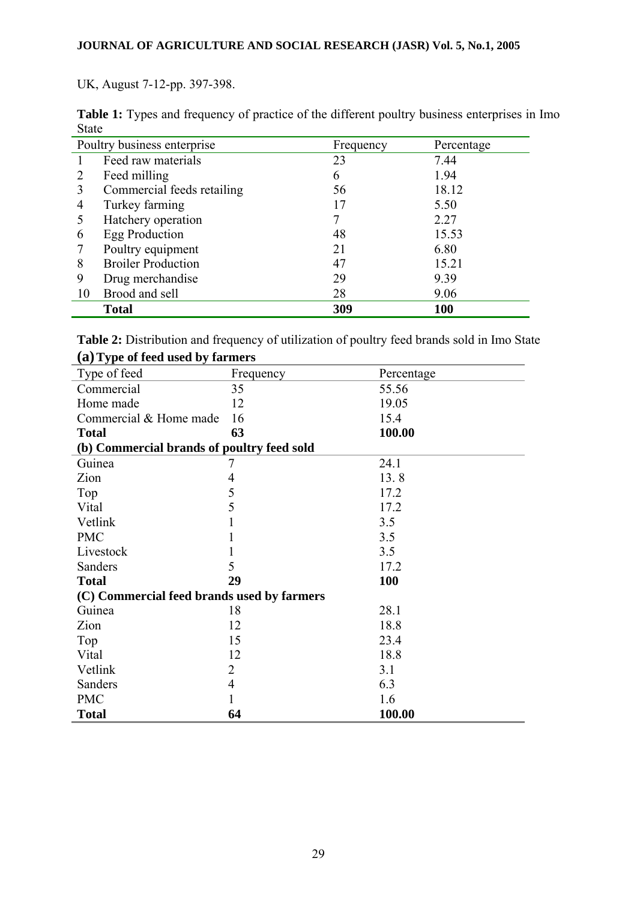UK, August 7-12-pp. 397-398.

**Table 1:** Types and frequency of practice of the different poultry business enterprises in Imo State

| | Poultry business enterprise | Frequency | Percentage |
|---|---|---|---|
| 1 | Feed raw materials | 23 | 7.44 |
| 2 | Feed milling | 6 | 1.94 |
| 3 | Commercial feeds retailing | 56 | 18.12 |
| 4 | Turkey farming | 17 | 5.50 |
| 5 | Hatchery operation | 7 | 2.27 |
| 6 | Egg Production | 48 | 15.53 |
| 7 | Poultry equipment | 21 | 6.80 |
| 8 | Broiler Production | 47 | 15.21 |
| 9 | Drug merchandise | 29 | 9.39 |
| 10 | Brood and sell | 28 | 9.06 |
| | **Total** | **309** | **100** |

**Table 2:** Distribution and frequency of utilization of poultry feed brands sold in Imo State

| **(a) Type of feed used by farmers** | | |
|---|---|---|
| Type of feed | Frequency | Percentage |
| Commercial | 35 | 55.56 |
| Home made | 12 | 19.05 |
| Commercial & Home made | 16 | 15.4 |
| **Total** | **63** | **100.00** |
| **(b) Commercial brands of poultry feed sold** | | |
| Guinea | 7 | 24.1 |
| Zion | 4 | 13. 8 |
| Top | 5 | 17.2 |
| Vital | 5 | 17.2 |
| Vetlink | 1 | 3.5 |
| PMC | 1 | 3.5 |
| Livestock | 1 | 3.5 |
| Sanders | 5 | 17.2 |
| **Total** | **29** | **100** |
| **(C) Commercial feed brands used by farmers** | | |
| Guinea | 18 | 28.1 |
| Zion | 12 | 18.8 |
| Top | 15 | 23.4 |
| Vital | 12 | 18.8 |
| Vetlink | 2 | 3.1 |
| Sanders | 4 | 6.3 |
| PMC | 1 | 1.6 |
| **Total** | **64** | **100.00** |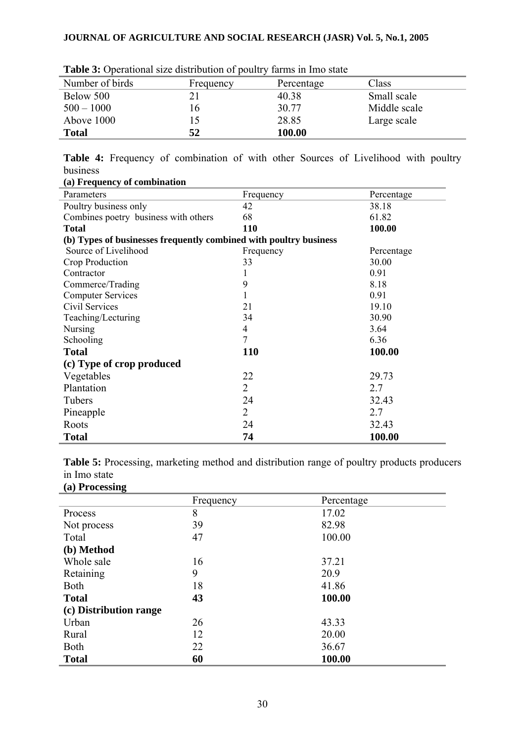**Table 3:** Operational size distribution of poultry farms in Imo state

| Number of birds | Frequency | Percentage | Class |
|---|---|---|---|
| Below 500 | 21 | 40.38 | Small scale |
| 500 – 1000 | 16 | 30.77 | Middle scale |
| Above 1000 | 15 | 28.85 | Large scale |
| **Total** | **52** | **100.00** | |

**Table 4:** Frequency of combination of with other Sources of Livelihood with poultry business

| **(a) Frequency of combination** | | |
|---|---|---|
| Parameters | Frequency | Percentage |
| Poultry business only | 42 | 38.18 |
| Combines poetry business with others | 68 | 61.82 |
| **Total** | **110** | **100.00** |
| **(b) Types of businesses frequently combined with poultry business** | | |
| Source of Livelihood | Frequency | Percentage |
| Crop Production | 33 | 30.00 |
| Contractor | 1 | 0.91 |
| Commerce/Trading | 9 | 8.18 |
| Computer Services | 1 | 0.91 |
| Civil Services | 21 | 19.10 |
| Teaching/Lecturing | 34 | 30.90 |
| Nursing | 4 | 3.64 |
| Schooling | 7 | 6.36 |
| **Total** | **110** | **100.00** |
| **(c) Type of crop produced** | | |
| Vegetables | 22 | 29.73 |
| Plantation | 2 | 2.7 |
| Tubers | 24 | 32.43 |
| Pineapple | 2 | 2.7 |
| Roots | 24 | 32.43 |
| **Total** | **74** | **100.00** |

**Table 5:** Processing, marketing method and distribution range of poultry products producers in Imo state

| **(a) Processing** | | |
|---|---|---|
| | Frequency | Percentage |
| Process | 8 | 17.02 |
| Not process | 39 | 82.98 |
| Total | 47 | 100.00 |
| **(b) Method** | | |
| Whole sale | 16 | 37.21 |
| Retaining | 9 | 20.9 |
| Both | 18 | 41.86 |
| **Total** | **43** | **100.00** |
| **(c) Distribution range** | | |
| Urban | 26 | 43.33 |
| Rural | 12 | 20.00 |
| Both | 22 | 36.67 |
| **Total** | **60** | **100.00** |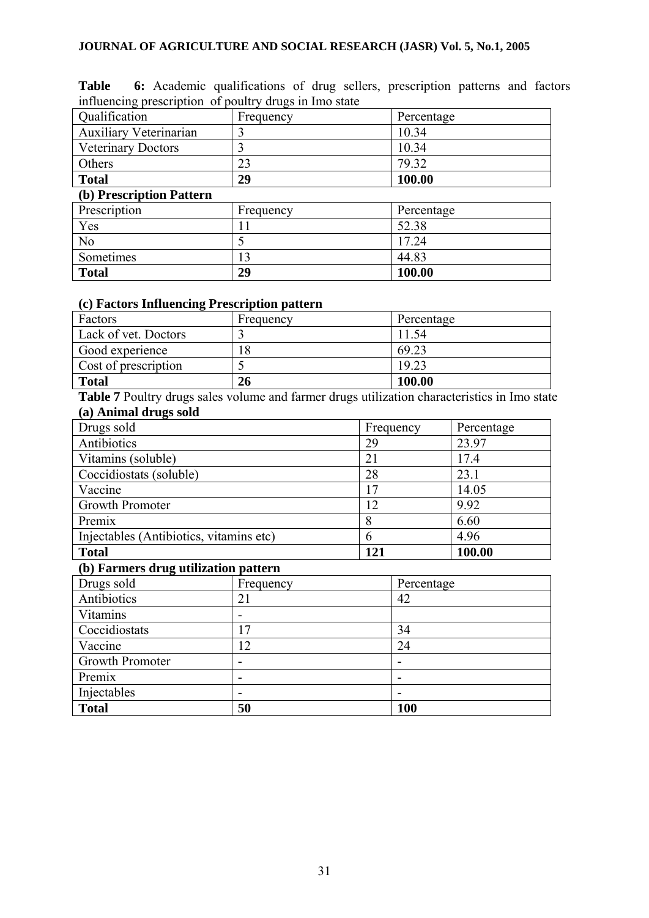**Table 6:** Academic qualifications of drug sellers, prescription patterns and factors influencing prescription of poultry drugs in Imo state

| Qualification | Frequency | Percentage |
|---|---|---|
| Auxiliary Veterinarian | 3 | 10.34 |
| Veterinary Doctors | 3 | 10.34 |
| Others | 23 | 79.32 |
| **Total** | **29** | **100.00** |

**(b) Prescription Pattern**

| Prescription | Frequency | Percentage |
|---|---|---|
| Yes | 11 | 52.38 |
| No | 5 | 17.24 |
| Sometimes | 13 | 44.83 |
| **Total** | **29** | **100.00** |

**(c) Factors Influencing Prescription pattern**

| Factors | Frequency | Percentage |
|---|---|---|
| Lack of vet. Doctors | 3 | 11.54 |
| Good experience | 18 | 69.23 |
| Cost of prescription | 5 | 19.23 |
| **Total** | **26** | **100.00** |

**Table 7** Poultry drugs sales volume and farmer drugs utilization characteristics in Imo state

**(a) Animal drugs sold**

| Drugs sold | Frequency | Percentage |
|---|---|---|
| Antibiotics | 29 | 23.97 |
| Vitamins (soluble) | 21 | 17.4 |
| Coccidiostats (soluble) | 28 | 23.1 |
| Vaccine | 17 | 14.05 |
| Growth Promoter | 12 | 9.92 |
| Premix | 8 | 6.60 |
| Injectables (Antibiotics, vitamins etc) | 6 | 4.96 |
| **Total** | **121** | **100.00** |

**(b) Farmers drug utilization pattern**

| Drugs sold | Frequency | Percentage |
|---|---|---|
| Antibiotics | 21 | 42 |
| Vitamins | - | |
| Coccidiostats | 17 | 34 |
| Vaccine | 12 | 24 |
| Growth Promoter | - | - |
| Premix | - | - |
| Injectables | - | - |
| **Total** | **50** | **100** |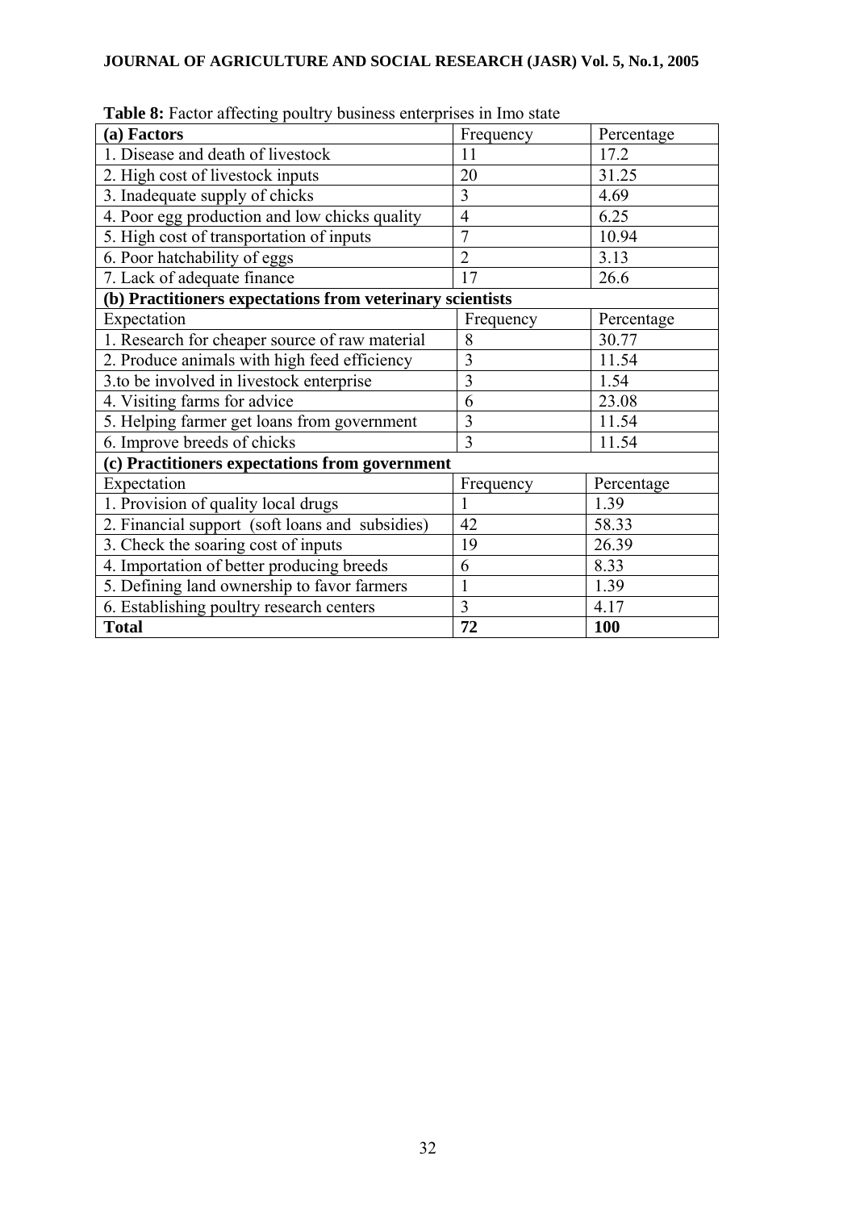**Table 8:** Factor affecting poultry business enterprises in Imo state

| **(a) Factors** | Frequency | Percentage |
|---|---|---|
| 1. Disease and death of livestock | 11 | 17.2 |
| 2. High cost of livestock inputs | 20 | 31.25 |
| 3. Inadequate supply of chicks | 3 | 4.69 |
| 4. Poor egg production and low chicks quality | 4 | 6.25 |
| 5. High cost of transportation of inputs | 7 | 10.94 |
| 6. Poor hatchability of eggs | 2 | 3.13 |
| 7. Lack of adequate finance | 17 | 26.6 |
| **(b) Practitioners expectations from veterinary scientists** | | |
| Expectation | Frequency | Percentage |
| 1. Research for cheaper source of raw material | 8 | 30.77 |
| 2. Produce animals with high feed efficiency | 3 | 11.54 |
| 3.to be involved in livestock enterprise | 3 | 1.54 |
| 4. Visiting farms for advice | 6 | 23.08 |
| 5. Helping farmer get loans from government | 3 | 11.54 |
| 6. Improve breeds of chicks | 3 | 11.54 |
| **(c) Practitioners expectations from government** | | |
| Expectation | Frequency | Percentage |
| 1. Provision of quality local drugs | 1 | 1.39 |
| 2. Financial support (soft loans and subsidies) | 42 | 58.33 |
| 3. Check the soaring cost of inputs | 19 | 26.39 |
| 4. Importation of better producing breeds | 6 | 8.33 |
| 5. Defining land ownership to favor farmers | 1 | 1.39 |
| 6. Establishing poultry research centers | 3 | 4.17 |
| **Total** | **72** | **100** |